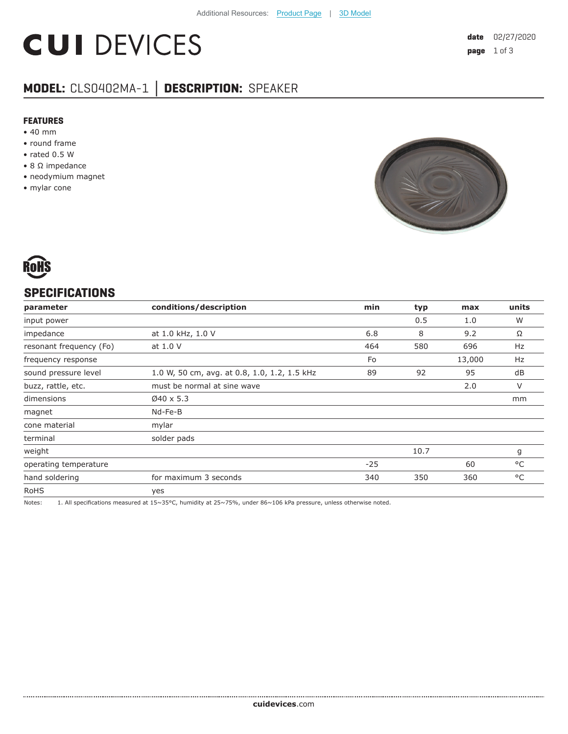Additional Resources: Product Page | 3D Model

# CUI DEVICES

**date** 02/27/2020

## MODEL: CLS0402MA-1 | DESCRIPTION: SPEAKER

### FEATURES

- 40 mm
- round frame
- rated 0.5 W
- 8 Ω impedance
- neodymium magnet
- mylar cone

RoHS

## SPECIFICATIONS

| parameter | conditions/description | min | typ | max | units |
|---|---|---|---|---|---|
| input power | | | 0.5 | 1.0 | W |
| impedance | at 1.0 kHz, 1.0 V | 6.8 | 8 | 9.2 | Ω |
| resonant frequency (Fo) | at 1.0 V | 464 | 580 | 696 | Hz |
| frequency response | | Fo | | 13,000 | Hz |
| sound pressure level | 1.0 W, 50 cm, avg. at 0.8, 1.0, 1.2, 1.5 kHz | 89 | 92 | 95 | dB |
| buzz, rattle, etc. | must be normal at sine wave | | | 2.0 | V |
| dimensions | Ø40 x 5.3 | | | | mm |
| magnet | Nd-Fe-B | | | | |
| cone material | mylar | | | | |
| terminal | solder pads | | | | |
| weight | | | 10.7 | | g |
| operating temperature | | -25 | | 60 | °C |
| hand soldering | for maximum 3 seconds | 340 | 350 | 360 | °C |
| RoHS | yes | | | | |

Notes: 1. All specifications measured at 15~35°C, humidity at 25~75%, under 86~106 kPa pressure, unless otherwise noted.

**cuidevices**.com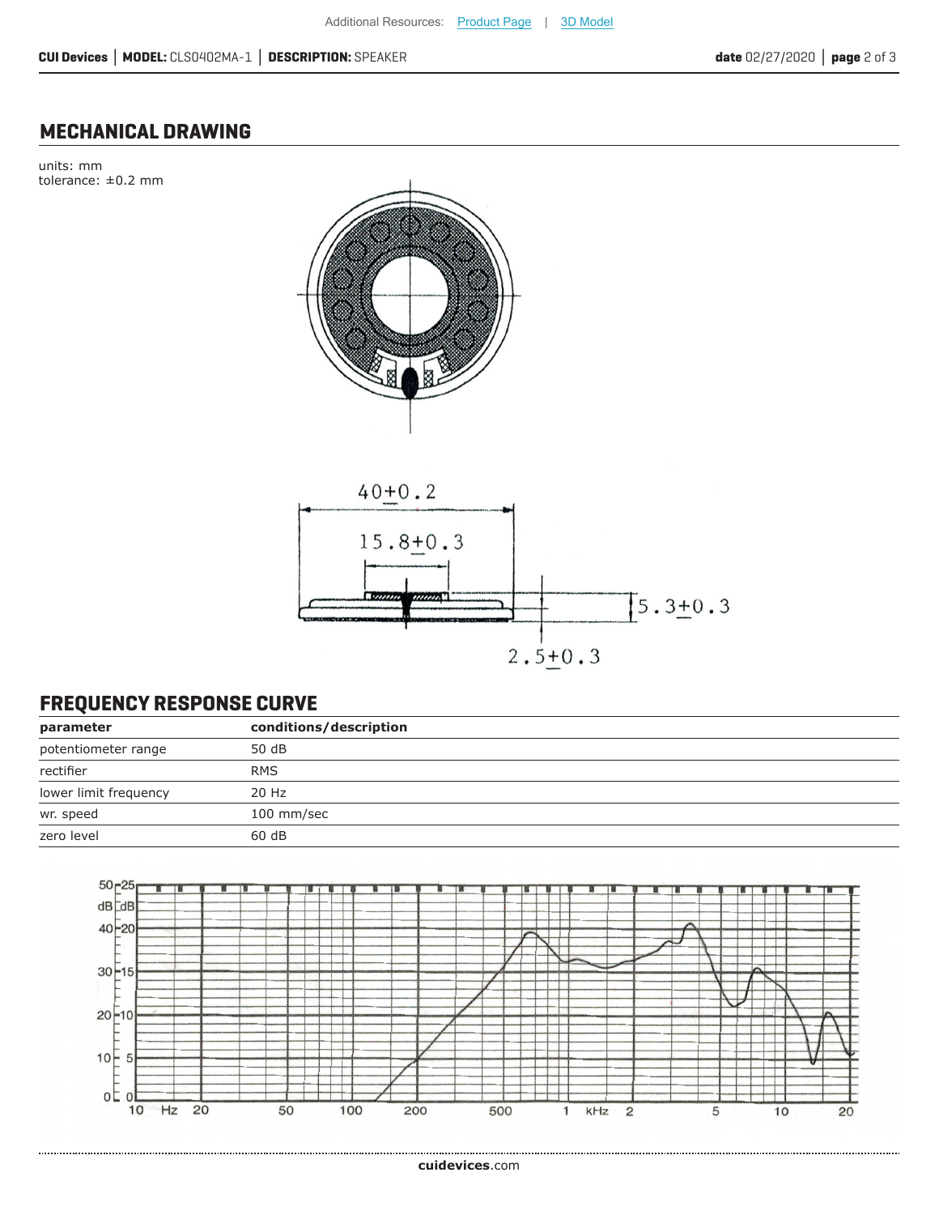## MECHANICAL DRAWING

units: mm
tolerance: ±0.2 mm

40±0.2

15.8±0.3

5.3±0.3

2.5±0.3

## FREQUENCY RESPONSE CURVE

| parameter | conditions/description |
|---|---|
| potentiometer range | 50 dB |
| rectifier | RMS |
| lower limit frequency | 20 Hz |
| wr. speed | 100 mm/sec |
| zero level | 60 dB |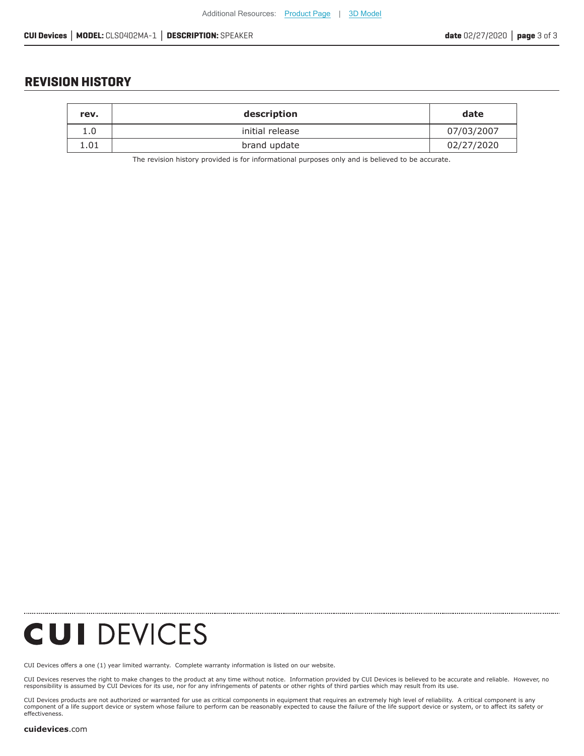## REVISION HISTORY

| rev. | description | date |
|---|---|---|
| 1.0 | initial release | 07/03/2007 |
| 1.01 | brand update | 02/27/2020 |

The revision history provided is for informational purposes only and is believed to be accurate.

CUI DEVICES

CUI Devices offers a one (1) year limited warranty. Complete warranty information is listed on our website.

CUI Devices reserves the right to make changes to the product at any time without notice. Information provided by CUI Devices is believed to be accurate and reliable. However, no responsibility is assumed by CUI Devices for its use, nor for any infringements of patents or other rights of third parties which may result from its use.

CUI Devices products are not authorized or warranted for use as critical components in equipment that requires an extremely high level of reliability. A critical component is any component of a life support device or system whose failure to perform can be reasonably expected to cause the failure of the life support device or system, or to affect its safety or effectiveness.

**cuidevices**.com